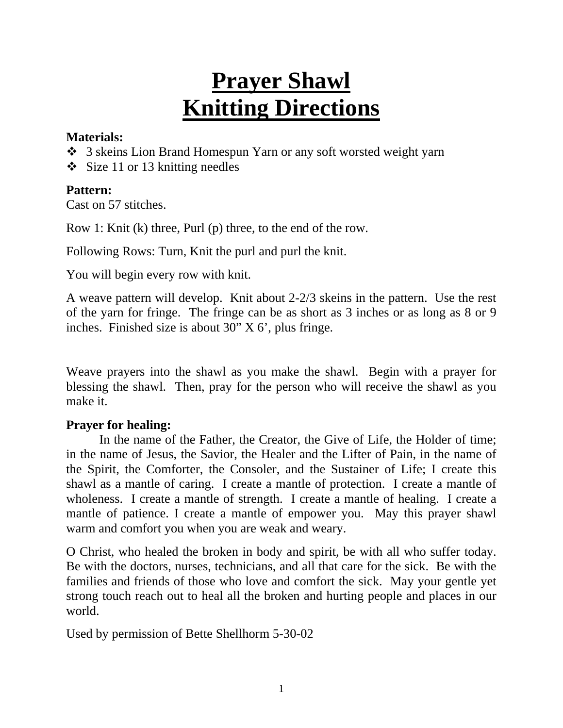# Prayer Shawl
# Knitting Directions

**Materials:**

- ❖ 3 skeins Lion Brand Homespun Yarn or any soft worsted weight yarn
- ❖ Size 11 or 13 knitting needles

**Pattern:**

Cast on 57 stitches.

Row 1: Knit (k) three, Purl (p) three, to the end of the row.

Following Rows: Turn, Knit the purl and purl the knit.

You will begin every row with knit.

A weave pattern will develop. Knit about 2-2/3 skeins in the pattern. Use the rest of the yarn for fringe. The fringe can be as short as 3 inches or as long as 8 or 9 inches. Finished size is about 30" X 6', plus fringe.

Weave prayers into the shawl as you make the shawl. Begin with a prayer for blessing the shawl. Then, pray for the person who will receive the shawl as you make it.

**Prayer for healing:**

In the name of the Father, the Creator, the Give of Life, the Holder of time; in the name of Jesus, the Savior, the Healer and the Lifter of Pain, in the name of the Spirit, the Comforter, the Consoler, and the Sustainer of Life; I create this shawl as a mantle of caring. I create a mantle of protection. I create a mantle of wholeness. I create a mantle of strength. I create a mantle of healing. I create a mantle of patience. I create a mantle of empower you. May this prayer shawl warm and comfort you when you are weak and weary.

O Christ, who healed the broken in body and spirit, be with all who suffer today. Be with the doctors, nurses, technicians, and all that care for the sick. Be with the families and friends of those who love and comfort the sick. May your gentle yet strong touch reach out to heal all the broken and hurting people and places in our world.

Used by permission of Bette Shellhorm 5-30-02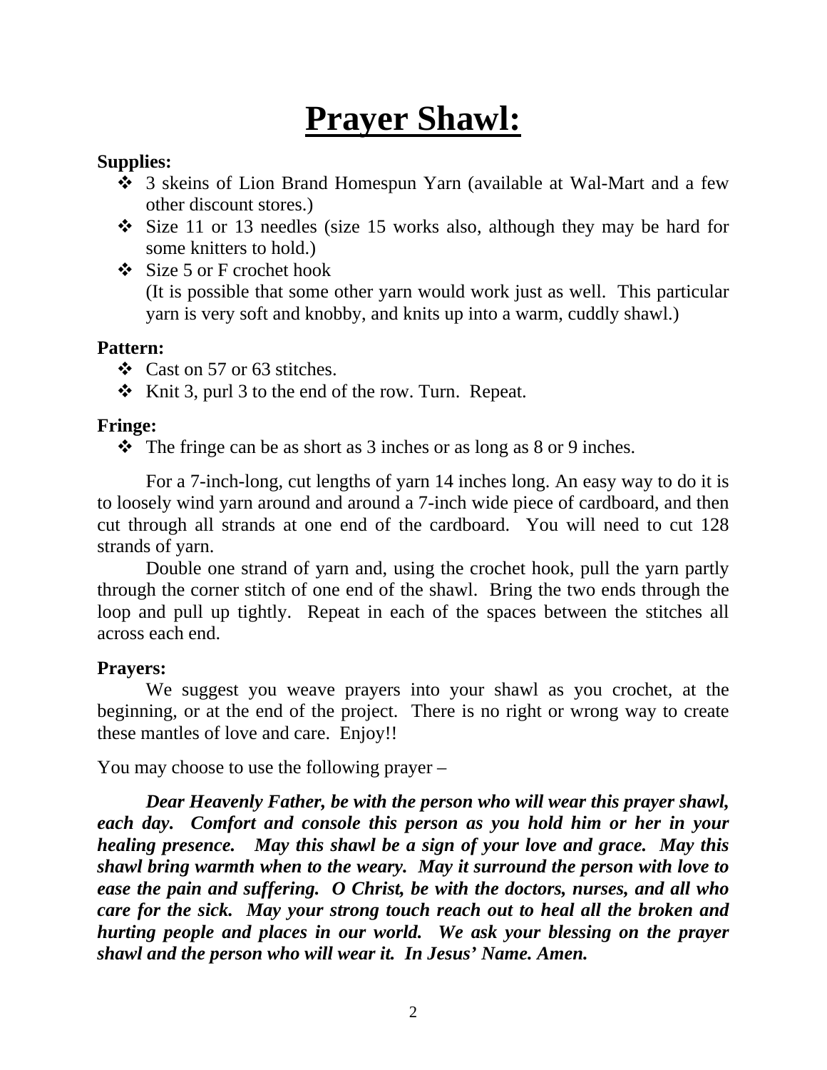# Prayer Shawl:

**Supplies:**

- 3 skeins of Lion Brand Homespun Yarn (available at Wal-Mart and a few other discount stores.)
- Size 11 or 13 needles (size 15 works also, although they may be hard for some knitters to hold.)
- Size 5 or F crochet hook
  (It is possible that some other yarn would work just as well. This particular yarn is very soft and knobby, and knits up into a warm, cuddly shawl.)

**Pattern:**

- Cast on 57 or 63 stitches.
- Knit 3, purl 3 to the end of the row. Turn. Repeat.

**Fringe:**

- The fringe can be as short as 3 inches or as long as 8 or 9 inches.

For a 7-inch-long, cut lengths of yarn 14 inches long. An easy way to do it is to loosely wind yarn around and around a 7-inch wide piece of cardboard, and then cut through all strands at one end of the cardboard. You will need to cut 128 strands of yarn.

Double one strand of yarn and, using the crochet hook, pull the yarn partly through the corner stitch of one end of the shawl. Bring the two ends through the loop and pull up tightly. Repeat in each of the spaces between the stitches all across each end.

**Prayers:**

We suggest you weave prayers into your shawl as you crochet, at the beginning, or at the end of the project. There is no right or wrong way to create these mantles of love and care. Enjoy!!

You may choose to use the following prayer –

***Dear Heavenly Father, be with the person who will wear this prayer shawl, each day. Comfort and console this person as you hold him or her in your healing presence. May this shawl be a sign of your love and grace. May this shawl bring warmth when to the weary. May it surround the person with love to ease the pain and suffering. O Christ, be with the doctors, nurses, and all who care for the sick. May your strong touch reach out to heal all the broken and hurting people and places in our world. We ask your blessing on the prayer shawl and the person who will wear it. In Jesus' Name. Amen.***